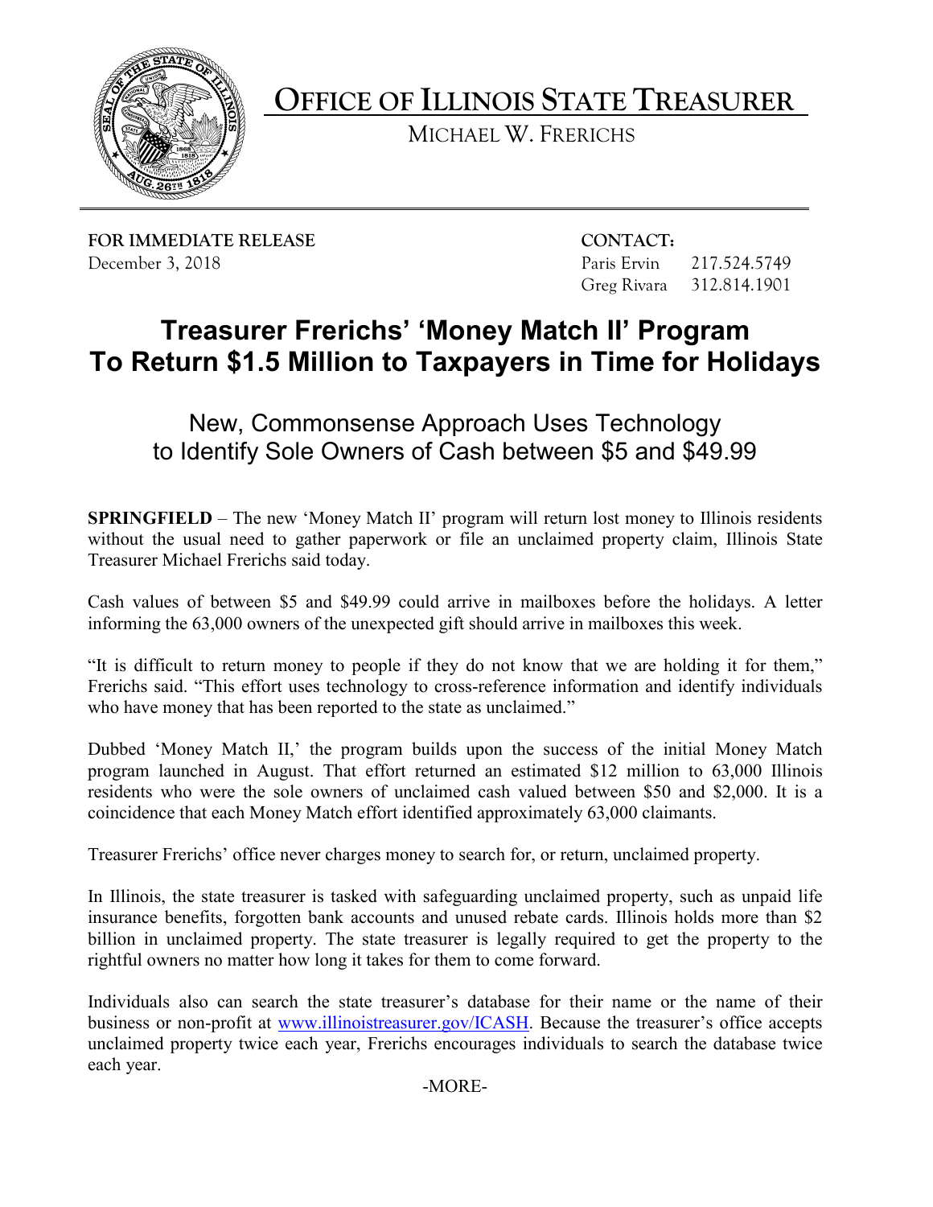# OFFICE OF ILLINOIS STATE TREASURER

MICHAEL W. FRERICHS

**FOR IMMEDIATE RELEASE**
December 3, 2018

**CONTACT:**
Paris Ervin 217.524.5749
Greg Rivara 312.814.1901

## Treasurer Frerichs' 'Money Match II' Program To Return $1.5 Million to Taxpayers in Time for Holidays

### New, Commonsense Approach Uses Technology to Identify Sole Owners of Cash between $5 and $49.99

**SPRINGFIELD** – The new 'Money Match II' program will return lost money to Illinois residents without the usual need to gather paperwork or file an unclaimed property claim, Illinois State Treasurer Michael Frerichs said today.

Cash values of between $5 and $49.99 could arrive in mailboxes before the holidays. A letter informing the 63,000 owners of the unexpected gift should arrive in mailboxes this week.

"It is difficult to return money to people if they do not know that we are holding it for them," Frerichs said. "This effort uses technology to cross-reference information and identify individuals who have money that has been reported to the state as unclaimed."

Dubbed 'Money Match II,' the program builds upon the success of the initial Money Match program launched in August. That effort returned an estimated $12 million to 63,000 Illinois residents who were the sole owners of unclaimed cash valued between $50 and $2,000. It is a coincidence that each Money Match effort identified approximately 63,000 claimants.

Treasurer Frerichs' office never charges money to search for, or return, unclaimed property.

In Illinois, the state treasurer is tasked with safeguarding unclaimed property, such as unpaid life insurance benefits, forgotten bank accounts and unused rebate cards. Illinois holds more than $2 billion in unclaimed property. The state treasurer is legally required to get the property to the rightful owners no matter how long it takes for them to come forward.

Individuals also can search the state treasurer's database for their name or the name of their business or non-profit at [www.illinoistreasurer.gov/ICASH](http://www.illinoistreasurer.gov/ICASH). Because the treasurer's office accepts unclaimed property twice each year, Frerichs encourages individuals to search the database twice each year.

-MORE-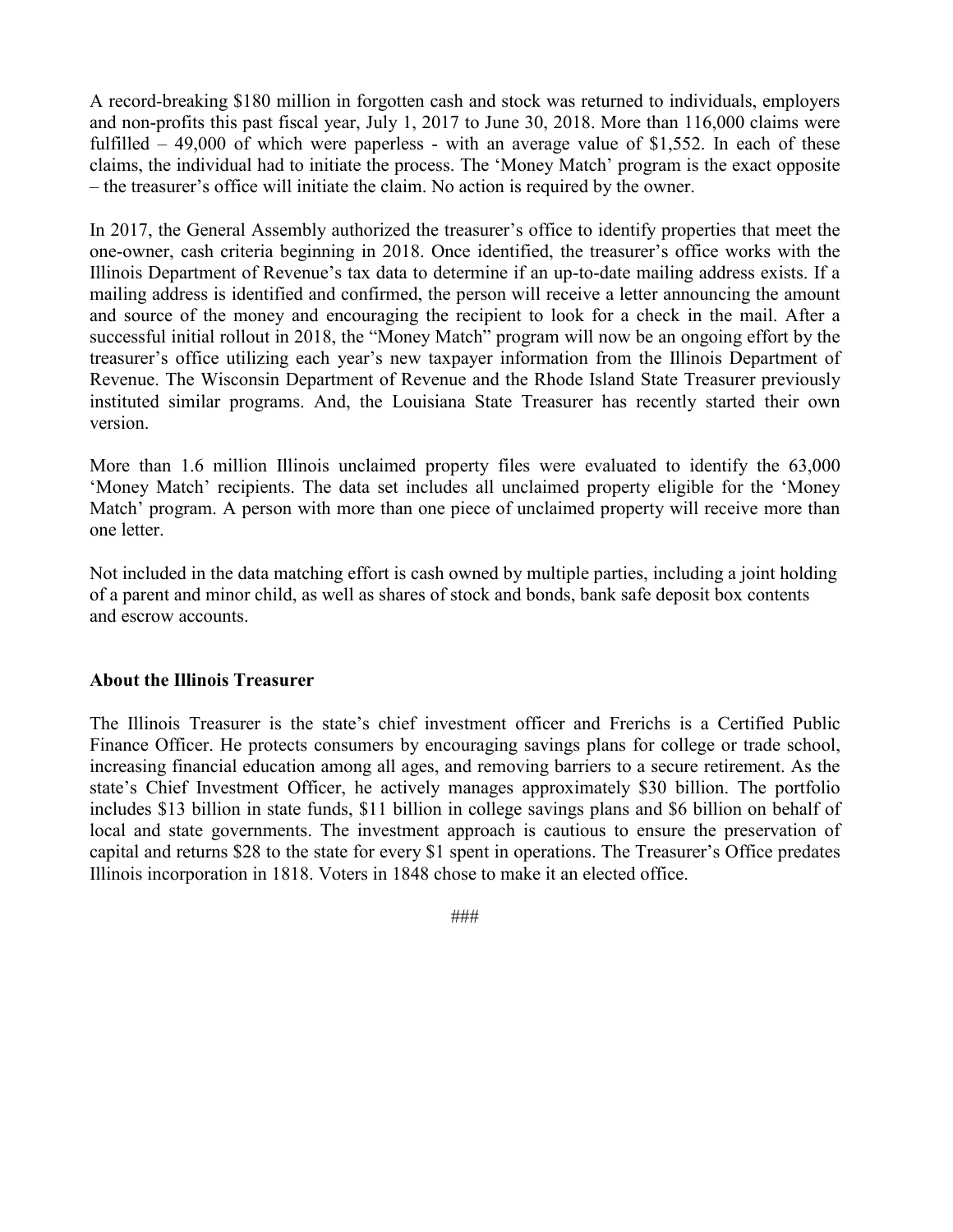A record-breaking $180 million in forgotten cash and stock was returned to individuals, employers and non-profits this past fiscal year, July 1, 2017 to June 30, 2018. More than 116,000 claims were fulfilled – 49,000 of which were paperless - with an average value of $1,552. In each of these claims, the individual had to initiate the process. The 'Money Match' program is the exact opposite – the treasurer's office will initiate the claim. No action is required by the owner.

In 2017, the General Assembly authorized the treasurer's office to identify properties that meet the one-owner, cash criteria beginning in 2018. Once identified, the treasurer's office works with the Illinois Department of Revenue's tax data to determine if an up-to-date mailing address exists. If a mailing address is identified and confirmed, the person will receive a letter announcing the amount and source of the money and encouraging the recipient to look for a check in the mail. After a successful initial rollout in 2018, the "Money Match" program will now be an ongoing effort by the treasurer's office utilizing each year's new taxpayer information from the Illinois Department of Revenue. The Wisconsin Department of Revenue and the Rhode Island State Treasurer previously instituted similar programs. And, the Louisiana State Treasurer has recently started their own version.

More than 1.6 million Illinois unclaimed property files were evaluated to identify the 63,000 'Money Match' recipients. The data set includes all unclaimed property eligible for the 'Money Match' program. A person with more than one piece of unclaimed property will receive more than one letter.

Not included in the data matching effort is cash owned by multiple parties, including a joint holding of a parent and minor child, as well as shares of stock and bonds, bank safe deposit box contents and escrow accounts.

**About the Illinois Treasurer**

The Illinois Treasurer is the state's chief investment officer and Frerichs is a Certified Public Finance Officer. He protects consumers by encouraging savings plans for college or trade school, increasing financial education among all ages, and removing barriers to a secure retirement. As the state's Chief Investment Officer, he actively manages approximately $30 billion. The portfolio includes $13 billion in state funds, $11 billion in college savings plans and $6 billion on behalf of local and state governments. The investment approach is cautious to ensure the preservation of capital and returns $28 to the state for every $1 spent in operations. The Treasurer's Office predates Illinois incorporation in 1818. Voters in 1848 chose to make it an elected office.

###